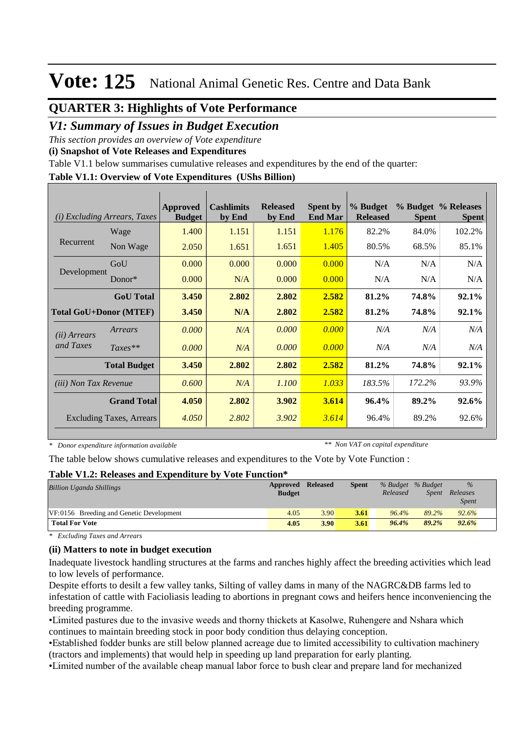# Vote: 125 National Animal Genetic Res. Centre and Data Bank

## QUARTER 3: Highlights of Vote Performance

### *V1: Summary of Issues in Budget Execution*

*This section provides an overview of Vote expenditure*

**(i) Snapshot of Vote Releases and Expenditures**

Table V1.1 below summarises cumulative releases and expenditures by the end of the quarter:

**Table V1.1: Overview of Vote Expenditures (UShs Billion)**

| *(i) Excluding Arrears, Taxes* | | Approved Budget | Cashlimits by End | Released by End | Spent by End Mar | % Budget Released | % Budget Spent | % Releases Spent |
|---|---|---|---|---|---|---|---|---|
| Recurrent | Wage | 1.400 | 1.151 | 1.151 | 1.176 | 82.2% | 84.0% | 102.2% |
| | Non Wage | 2.050 | 1.651 | 1.651 | 1.405 | 80.5% | 68.5% | 85.1% |
| Development | GoU | 0.000 | 0.000 | 0.000 | 0.000 | N/A | N/A | N/A |
| | Donor* | 0.000 | N/A | 0.000 | 0.000 | N/A | N/A | N/A |
| | **GoU Total** | **3.450** | **2.802** | **2.802** | **2.582** | **81.2%** | **74.8%** | **92.1%** |
| **Total GoU+Donor (MTEF)** | | **3.450** | **N/A** | **2.802** | **2.582** | **81.2%** | **74.8%** | **92.1%** |
| *(ii) Arrears and Taxes* | *Arrears* | *0.000* | *N/A* | *0.000* | *0.000* | *N/A* | *N/A* | *N/A* |
| | *Taxes*** | *0.000* | *N/A* | *0.000* | *0.000* | *N/A* | *N/A* | *N/A* |
| | **Total Budget** | **3.450** | **2.802** | **2.802** | **2.582** | **81.2%** | **74.8%** | **92.1%** |
| *(iii) Non Tax Revenue* | | *0.600* | *N/A* | *1.100* | *1.033* | *183.5%* | *172.2%* | *93.9%* |
| | **Grand Total** | **4.050** | **2.802** | **3.902** | **3.614** | **96.4%** | **89.2%** | **92.6%** |
| Excluding Taxes, Arrears | | *4.050* | *2.802* | *3.902* | *3.614* | 96.4% | 89.2% | 92.6% |

*\* Donor expenditure information available* *\*\* Non VAT on capital expenditure*

The table below shows cumulative releases and expenditures to the Vote by Vote Function :

**Table V1.2: Releases and Expenditure by Vote Function\***

| *Billion Uganda Shillings* | Approved Budget | Released | Spent | *% Budget Released* | *% Budget Spent* | *% Releases Spent* |
|---|---|---|---|---|---|---|
| VF:0156 Breeding and Genetic Development | 4.05 | 3.90 | **3.61** | *96.4%* | *89.2%* | *92.6%* |
| **Total For Vote** | **4.05** | **3.90** | **3.61** | ***96.4%*** | ***89.2%*** | ***92.6%*** |

*\* Excluding Taxes and Arrears*

**(ii) Matters to note in budget execution**

Inadequate livestock handling structures at the farms and ranches highly affect the breeding activities which lead to low levels of performance.

Despite efforts to desilt a few valley tanks, Silting of valley dams in many of the NAGRC&DB farms led to infestation of cattle with Facioliasis leading to abortions in pregnant cows and heifers hence inconveniencing the breeding programme.

•Limited pastures due to the invasive weeds and thorny thickets at Kasolwe, Ruhengere and Nshara which continues to maintain breeding stock in poor body condition thus delaying conception.

•Established fodder bunks are still below planned acreage due to limited accessibility to cultivation machinery (tractors and implements) that would help in speeding up land preparation for early planting.

•Limited number of the available cheap manual labor force to bush clear and prepare land for mechanized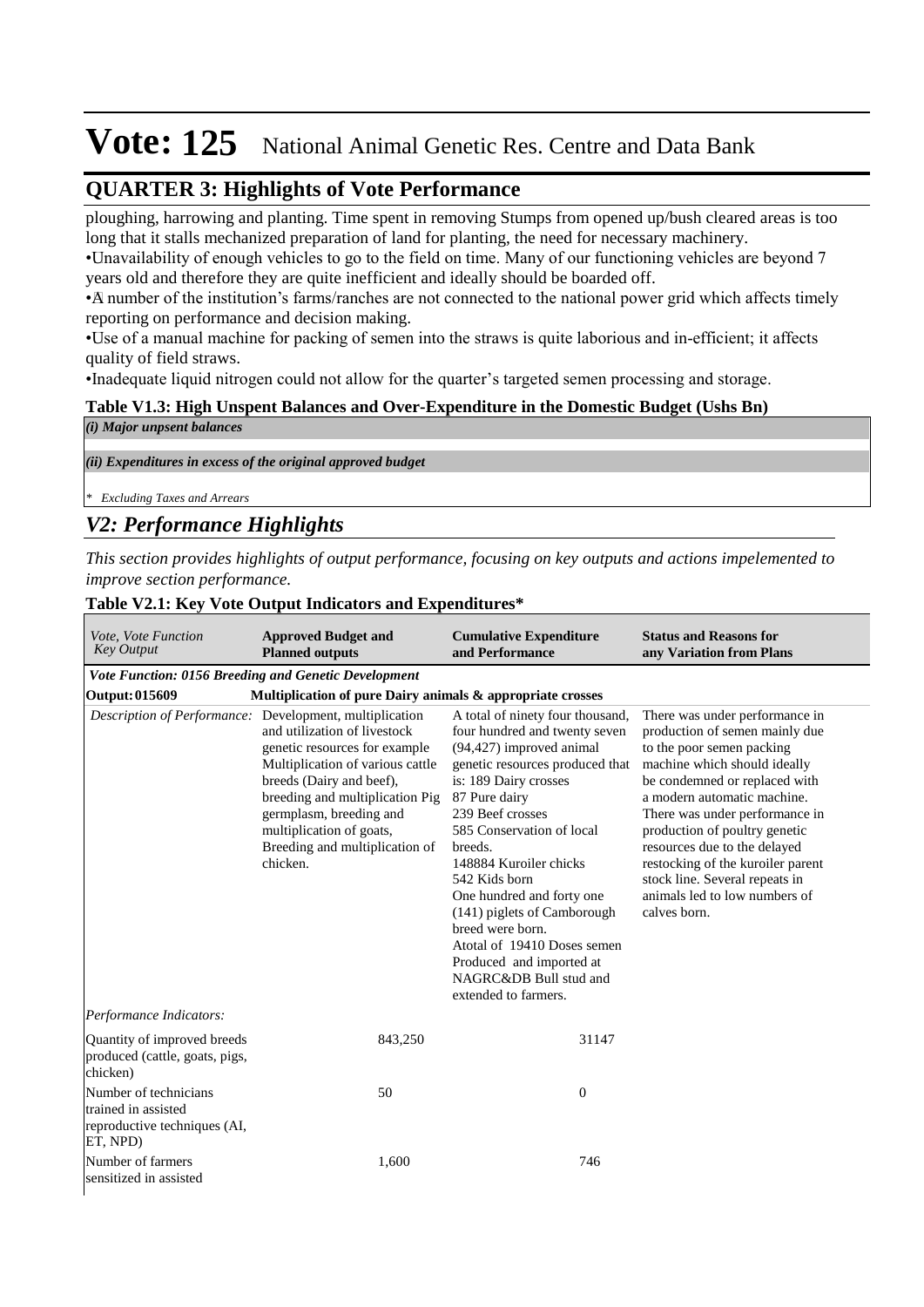# Vote: 125 National Animal Genetic Res. Centre and Data Bank

## QUARTER 3: Highlights of Vote Performance

ploughing, harrowing and planting. Time spent in removing Stumps from opened up/bush cleared areas is too long that it stalls mechanized preparation of land for planting, the need for necessary machinery.
•Unavailability of enough vehicles to go to the field on time. Many of our functioning vehicles are beyond 7 years old and therefore they are quite inefficient and ideally should be boarded off.
•A number of the institution's farms/ranches are not connected to the national power grid which affects timely reporting on performance and decision making.
•Use of a manual machine for packing of semen into the straws is quite laborious and in-efficient; it affects quality of field straws.
•Inadequate liquid nitrogen could not allow for the quarter's targeted semen processing and storage.

**Table V1.3: High Unspent Balances and Over-Expenditure in the Domestic Budget (Ushs Bn)**

| |
|---|
| *(i) Major unpsent balances* |
| *(ii) Expenditures in excess of the original approved budget* |
| *\* Excluding Taxes and Arrears* |

## *V2: Performance Highlights*

*This section provides highlights of output performance, focusing on key outputs and actions impelemented to improve section performance.*

**Table V2.1: Key Vote Output Indicators and Expenditures\***

| *Vote, Vote Function Key Output* | **Approved Budget and Planned outputs** | **Cumulative Expenditure and Performance** | **Status and Reasons for any Variation from Plans** |
|---|---|---|---|
| ***Vote Function: 0156 Breeding and Genetic Development*** | | | |
| **Output: 015609** | **Multiplication of pure Dairy animals & appropriate crosses** | | |
| *Description of Performance:* | Development, multiplication and utilization of livestock genetic resources for example Multiplication of various cattle breeds (Dairy and beef), breeding and multiplication Pig germplasm, breeding and multiplication of goats, Breeding and multiplication of chicken. | A total of ninety four thousand, four hundred and twenty seven (94,427) improved animal genetic resources produced that is: 189 Dairy crosses<br>87 Pure dairy<br>239 Beef crosses<br>585 Conservation of local breeds.<br>148884 Kuroiler chicks<br>542 Kids born<br>One hundred and forty one (141) piglets of Camborough breed were born.<br>Atotal of 19410 Doses semen Produced and imported at NAGRC&DB Bull stud and extended to farmers. | There was under performance in production of semen mainly due to the poor semen packing machine which should ideally be condemned or replaced with a modern automatic machine. There was under performance in production of poultry genetic resources due to the delayed restocking of the kuroiler parent stock line. Several repeats in animals led to low numbers of calves born. |
| *Performance Indicators:* | | | |
| Quantity of improved breeds produced (cattle, goats, pigs, chicken) | 843,250 | 31147 | |
| Number of technicians trained in assisted reproductive techniques (AI, ET, NPD) | 50 | 0 | |
| Number of farmers sensitized in assisted | 1,600 | 746 | |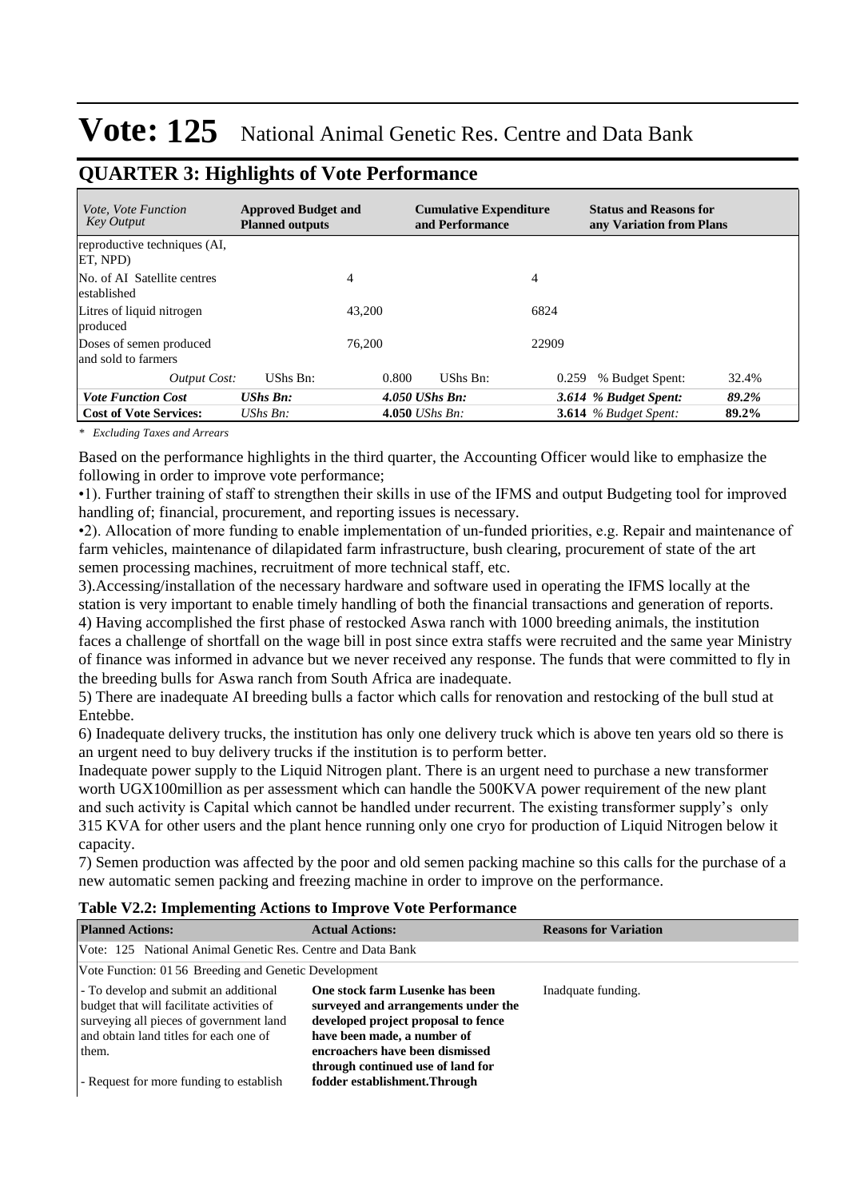# Vote: 125 National Animal Genetic Res. Centre and Data Bank

## QUARTER 3: Highlights of Vote Performance

| *Vote, Vote Function Key Output* | **Approved Budget and Planned outputs** | | **Cumulative Expenditure and Performance** | | **Status and Reasons for any Variation from Plans** | |
|---|---|---|---|---|---|---|
| reproductive techniques (AI, ET, NPD) | | | | | | |
| No. of AI Satellite centres established | | 4 | | 4 | | |
| Litres of liquid nitrogen produced | | 43,200 | | 6824 | | |
| Doses of semen produced and sold to farmers | | 76,200 | | 22909 | | |
| *Output Cost:* | UShs Bn: | 0.800 | UShs Bn: | 0.259 | % Budget Spent: | 32.4% |
| ***Vote Function Cost*** | ***UShs Bn:*** | ***4.050*** | ***UShs Bn:*** | ***3.614*** | ***% Budget Spent:*** | ***89.2%*** |
| **Cost of Vote Services:** | *UShs Bn:* | **4.050** | *UShs Bn:* | **3.614** | *% Budget Spent:* | **89.2%** |

*\* Excluding Taxes and Arrears*

Based on the performance highlights in the third quarter, the Accounting Officer would like to emphasize the following in order to improve vote performance;

•1). Further training of staff to strengthen their skills in use of the IFMS and output Budgeting tool for improved handling of; financial, procurement, and reporting issues is necessary.

•2). Allocation of more funding to enable implementation of un-funded priorities, e.g. Repair and maintenance of farm vehicles, maintenance of dilapidated farm infrastructure, bush clearing, procurement of state of the art semen processing machines, recruitment of more technical staff, etc.

3).Accessing/installation of the necessary hardware and software used in operating the IFMS locally at the station is very important to enable timely handling of both the financial transactions and generation of reports.

4) Having accomplished the first phase of restocked Aswa ranch with 1000 breeding animals, the institution faces a challenge of shortfall on the wage bill in post since extra staffs were recruited and the same year Ministry of finance was informed in advance but we never received any response. The funds that were committed to fly in the breeding bulls for Aswa ranch from South Africa are inadequate.

5) There are inadequate AI breeding bulls a factor which calls for renovation and restocking of the bull stud at Entebbe.

6) Inadequate delivery trucks, the institution has only one delivery truck which is above ten years old so there is an urgent need to buy delivery trucks if the institution is to perform better.

Inadequate power supply to the Liquid Nitrogen plant. There is an urgent need to purchase a new transformer worth UGX100million as per assessment which can handle the 500KVA power requirement of the new plant and such activity is Capital which cannot be handled under recurrent. The existing transformer supply's only 315 KVA for other users and the plant hence running only one cryo for production of Liquid Nitrogen below it capacity.

7) Semen production was affected by the poor and old semen packing machine so this calls for the purchase of a new automatic semen packing and freezing machine in order to improve on the performance.

**Table V2.2: Implementing Actions to Improve Vote Performance**

| **Planned Actions:** | **Actual Actions:** | **Reasons for Variation** |
|---|---|---|
| Vote: 125 National Animal Genetic Res. Centre and Data Bank | | |
| Vote Function: 01 56 Breeding and Genetic Development | | |
| - To develop and submit an additional budget that will facilitate activities of surveying all pieces of government land and obtain land titles for each one of them.<br><br>- Request for more funding to establish | **One stock farm Lusenke has been surveyed and arrangements under the developed project proposal to fence have been made, a number of encroachers have been dismissed through continued use of land for fodder establishment.Through** | Inadquate funding. |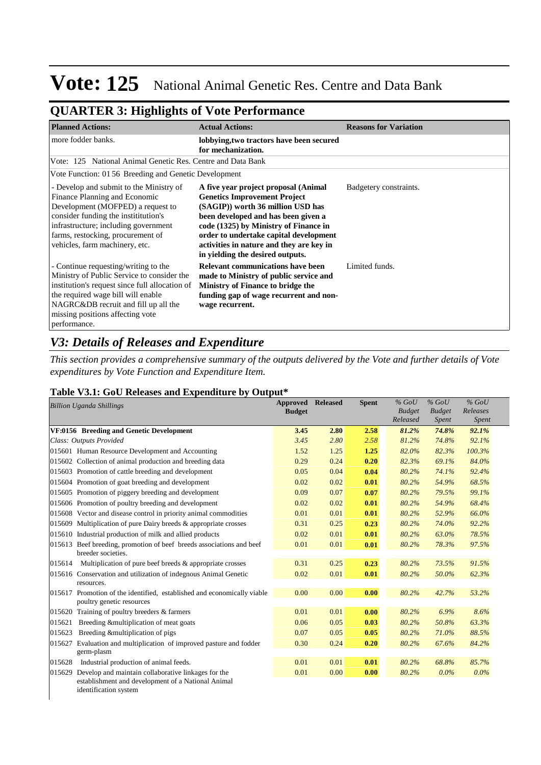# Vote: 125 National Animal Genetic Res. Centre and Data Bank

## QUARTER 3: Highlights of Vote Performance

| Planned Actions: | Actual Actions: | Reasons for Variation |
|---|---|---|
| more fodder banks. | **lobbying,two tractors have been secured for mechanization.** | |
| Vote: 125 National Animal Genetic Res. Centre and Data Bank | | |
| Vote Function: 01 56 Breeding and Genetic Development | | |
| - Develop and submit to the Ministry of Finance Planning and Economic Development (MOFPED) a request to consider funding the instititution's infrastructure; including government farms, restocking, procurement of vehicles, farm machinery, etc. | **A five year project proposal (Animal Genetics Improvement Project (SAGIP)) worth 36 million USD has been developed and has been given a code (1325) by Ministry of Finance in order to undertake capital development activities in nature and they are key in in yielding the desired outputs.** | Badgetery constraints. |
| - Continue requesting/writing to the Ministry of Public Service to consider the institution's request since full allocation of the required wage bill will enable NAGRC&DB recruit and fill up all the missing positions affecting vote performance. | **Relevant communications have been made to Ministry of public service and Ministry of Finance to bridge the funding gap of wage recurrent and non-wage recurrent.** | Limited funds. |

## *V3: Details of Releases and Expenditure*

*This section provides a comprehensive summary of the outputs delivered by the Vote and further details of Vote expenditures by Vote Function and Expenditure Item.*

### Table V3.1: GoU Releases and Expenditure by Output*

| *Billion Uganda Shillings* | Approved Budget | Released | Spent | *% GoU Budget Released* | *% GoU Budget Spent* | *% GoU Releases Spent* |
|---|---|---|---|---|---|---|
| **VF:0156 Breeding and Genetic Development** | **3.45** | **2.80** | **2.58** | ***81.2%*** | ***74.8%*** | ***92.1%*** |
| *Class: Outputs Provided* | *3.45* | *2.80* | *2.58* | *81.2%* | *74.8%* | *92.1%* |
| 015601 Human Resource Development and Accounting | 1.52 | 1.25 | **1.25** | *82.0%* | *82.3%* | *100.3%* |
| 015602 Collection of animal production and breeding data | 0.29 | 0.24 | **0.20** | *82.3%* | *69.1%* | *84.0%* |
| 015603 Promotion of cattle breeding and development | 0.05 | 0.04 | **0.04** | *80.2%* | *74.1%* | *92.4%* |
| 015604 Promotion of goat breeding and development | 0.02 | 0.02 | **0.01** | *80.2%* | *54.9%* | *68.5%* |
| 015605 Promotion of piggery breeding and development | 0.09 | 0.07 | **0.07** | *80.2%* | *79.5%* | *99.1%* |
| 015606 Promotion of poultry breeding and development | 0.02 | 0.02 | **0.01** | *80.2%* | *54.9%* | *68.4%* |
| 015608 Vector and disease control in priority animal commodities | 0.01 | 0.01 | **0.01** | *80.2%* | *52.9%* | *66.0%* |
| 015609 Multiplication of pure Dairy breeds & appropriate crosses | 0.31 | 0.25 | **0.23** | *80.2%* | *74.0%* | *92.2%* |
| 015610 Industrial production of milk and allied products | 0.02 | 0.01 | **0.01** | *80.2%* | *63.0%* | *78.5%* |
| 015613 Beef breeding, promotion of beef breeds associations and beef breeder societies. | 0.01 | 0.01 | **0.01** | *80.2%* | *78.3%* | *97.5%* |
| 015614 Multiplication of pure beef breeds & appropriate crosses | 0.31 | 0.25 | **0.23** | *80.2%* | *73.5%* | *91.5%* |
| 015616 Conservation and utilization of indegnous Animal Genetic resources. | 0.02 | 0.01 | **0.01** | *80.2%* | *50.0%* | *62.3%* |
| 015617 Promotion of the identified, established and economically viable poultry genetic resources | 0.00 | 0.00 | **0.00** | *80.2%* | *42.7%* | *53.2%* |
| 015620 Training of poultry breeders & farmers | 0.01 | 0.01 | **0.00** | *80.2%* | *6.9%* | *8.6%* |
| 015621 Breeding &multiplication of meat goats | 0.06 | 0.05 | **0.03** | *80.2%* | *50.8%* | *63.3%* |
| 015623 Breeding &multiplication of pigs | 0.07 | 0.05 | **0.05** | *80.2%* | *71.0%* | *88.5%* |
| 015627 Evaluation and multiplication of improved pasture and fodder germ-plasm | 0.30 | 0.24 | **0.20** | *80.2%* | *67.6%* | *84.2%* |
| 015628 Industrial production of animal feeds. | 0.01 | 0.01 | **0.01** | *80.2%* | *68.8%* | *85.7%* |
| 015629 Develop and maintain collaborative linkages for the establishment and development of a National Animal identification system | 0.01 | 0.00 | **0.00** | *80.2%* | *0.0%* | *0.0%* |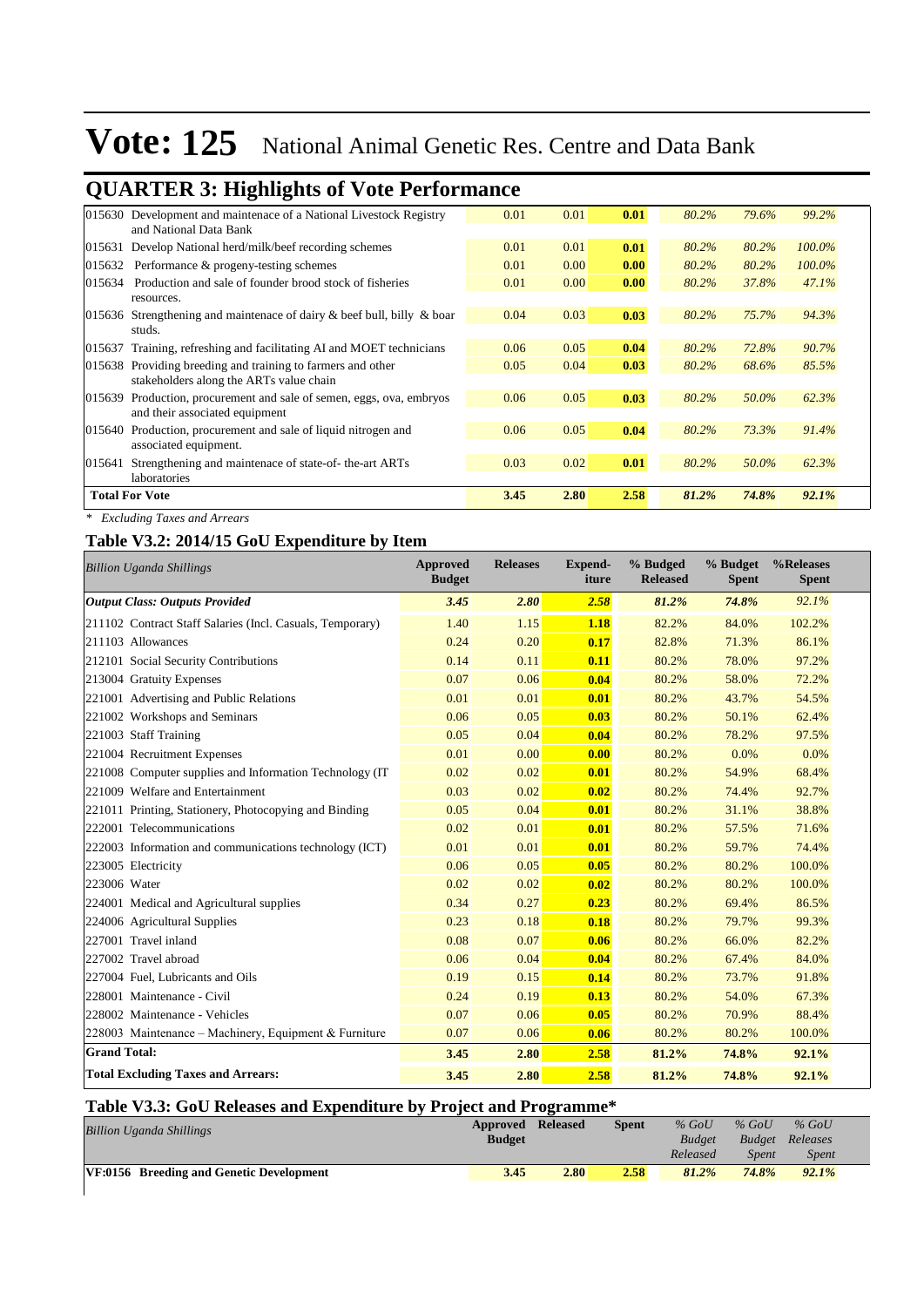# Vote: 125 National Animal Genetic Res. Centre and Data Bank

## QUARTER 3: Highlights of Vote Performance

| | | | | | | |
|---|---|---|---|---|---|---|
| 015630 Development and maintenace of a National Livestock Registry and National Data Bank | 0.01 | 0.01 | **0.01** | *80.2%* | *79.6%* | *99.2%* |
| 015631 Develop National herd/milk/beef recording schemes | 0.01 | 0.01 | **0.01** | *80.2%* | *80.2%* | *100.0%* |
| 015632 Performance & progeny-testing schemes | 0.01 | 0.00 | **0.00** | *80.2%* | *80.2%* | *100.0%* |
| 015634 Production and sale of founder brood stock of fisheries resources. | 0.01 | 0.00 | **0.00** | *80.2%* | *37.8%* | *47.1%* |
| 015636 Strengthening and maintenace of dairy & beef bull, billy & boar studs. | 0.04 | 0.03 | **0.03** | *80.2%* | *75.7%* | *94.3%* |
| 015637 Training, refreshing and facilitating AI and MOET technicians | 0.06 | 0.05 | **0.04** | *80.2%* | *72.8%* | *90.7%* |
| 015638 Providing breeding and training to farmers and other stakeholders along the ARTs value chain | 0.05 | 0.04 | **0.03** | *80.2%* | *68.6%* | *85.5%* |
| 015639 Production, procurement and sale of semen, eggs, ova, embryos and their associated equipment | 0.06 | 0.05 | **0.03** | *80.2%* | *50.0%* | *62.3%* |
| 015640 Production, procurement and sale of liquid nitrogen and associated equipment. | 0.06 | 0.05 | **0.04** | *80.2%* | *73.3%* | *91.4%* |
| 015641 Strengthening and maintenace of state-of- the-art ARTs laboratories | 0.03 | 0.02 | **0.01** | *80.2%* | *50.0%* | *62.3%* |
| **Total For Vote** | **3.45** | **2.80** | **2.58** | ***81.2%*** | ***74.8%*** | ***92.1%*** |

*\* Excluding Taxes and Arrears*

### Table V3.2: 2014/15 GoU Expenditure by Item

| *Billion Uganda Shillings* | Approved Budget | Releases | Expend-iture | % Budged Released | % Budget Spent | %Releases Spent |
|---|---|---|---|---|---|---|
| ***Output Class: Outputs Provided*** | ***3.45*** | ***2.80*** | ***2.58*** | ***81.2%*** | ***74.8%*** | *92.1%* |
| 211102 Contract Staff Salaries (Incl. Casuals, Temporary) | 1.40 | 1.15 | **1.18** | 82.2% | 84.0% | 102.2% |
| 211103 Allowances | 0.24 | 0.20 | **0.17** | 82.8% | 71.3% | 86.1% |
| 212101 Social Security Contributions | 0.14 | 0.11 | **0.11** | 80.2% | 78.0% | 97.2% |
| 213004 Gratuity Expenses | 0.07 | 0.06 | **0.04** | 80.2% | 58.0% | 72.2% |
| 221001 Advertising and Public Relations | 0.01 | 0.01 | **0.01** | 80.2% | 43.7% | 54.5% |
| 221002 Workshops and Seminars | 0.06 | 0.05 | **0.03** | 80.2% | 50.1% | 62.4% |
| 221003 Staff Training | 0.05 | 0.04 | **0.04** | 80.2% | 78.2% | 97.5% |
| 221004 Recruitment Expenses | 0.01 | 0.00 | **0.00** | 80.2% | 0.0% | 0.0% |
| 221008 Computer supplies and Information Technology (IT | 0.02 | 0.02 | **0.01** | 80.2% | 54.9% | 68.4% |
| 221009 Welfare and Entertainment | 0.03 | 0.02 | **0.02** | 80.2% | 74.4% | 92.7% |
| 221011 Printing, Stationery, Photocopying and Binding | 0.05 | 0.04 | **0.01** | 80.2% | 31.1% | 38.8% |
| 222001 Telecommunications | 0.02 | 0.01 | **0.01** | 80.2% | 57.5% | 71.6% |
| 222003 Information and communications technology (ICT) | 0.01 | 0.01 | **0.01** | 80.2% | 59.7% | 74.4% |
| 223005 Electricity | 0.06 | 0.05 | **0.05** | 80.2% | 80.2% | 100.0% |
| 223006 Water | 0.02 | 0.02 | **0.02** | 80.2% | 80.2% | 100.0% |
| 224001 Medical and Agricultural supplies | 0.34 | 0.27 | **0.23** | 80.2% | 69.4% | 86.5% |
| 224006 Agricultural Supplies | 0.23 | 0.18 | **0.18** | 80.2% | 79.7% | 99.3% |
| 227001 Travel inland | 0.08 | 0.07 | **0.06** | 80.2% | 66.0% | 82.2% |
| 227002 Travel abroad | 0.06 | 0.04 | **0.04** | 80.2% | 67.4% | 84.0% |
| 227004 Fuel, Lubricants and Oils | 0.19 | 0.15 | **0.14** | 80.2% | 73.7% | 91.8% |
| 228001 Maintenance - Civil | 0.24 | 0.19 | **0.13** | 80.2% | 54.0% | 67.3% |
| 228002 Maintenance - Vehicles | 0.07 | 0.06 | **0.05** | 80.2% | 70.9% | 88.4% |
| 228003 Maintenance – Machinery, Equipment & Furniture | 0.07 | 0.06 | **0.06** | 80.2% | 80.2% | 100.0% |
| **Grand Total:** | **3.45** | **2.80** | **2.58** | **81.2%** | **74.8%** | **92.1%** |
| **Total Excluding Taxes and Arrears:** | **3.45** | **2.80** | **2.58** | **81.2%** | **74.8%** | **92.1%** |

### Table V3.3: GoU Releases and Expenditure by Project and Programme*

| *Billion Uganda Shillings* | Approved Budget | Released | Spent | *% GoU Budget Released* | *% GoU Budget Spent* | *% GoU Releases Spent* |
|---|---|---|---|---|---|---|
| **VF:0156 Breeding and Genetic Development** | **3.45** | **2.80** | **2.58** | ***81.2%*** | ***74.8%*** | ***92.1%*** |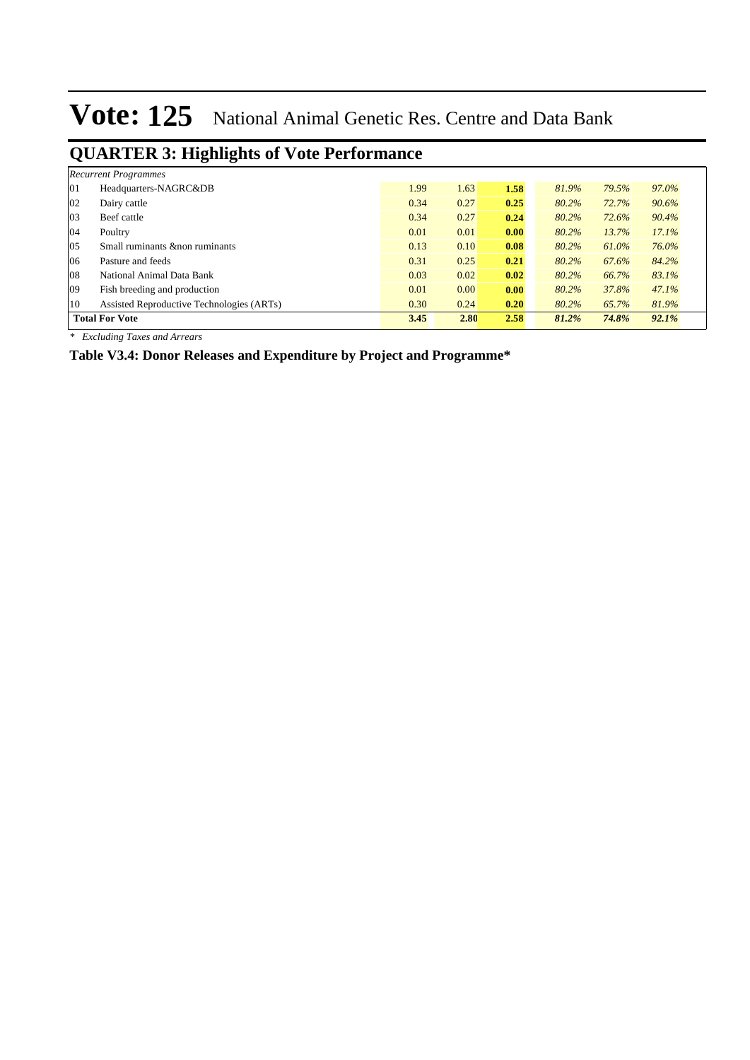# Vote: 125 National Animal Genetic Res. Centre and Data Bank

## QUARTER 3: Highlights of Vote Performance

| | | | | | | | |
|---|---|---|---|---|---|---|---|
| *Recurrent Programmes* | | | | | | | |
| 01 | Headquarters-NAGRC&DB | 1.99 | 1.63 | **1.58** | *81.9%* | *79.5%* | *97.0%* |
| 02 | Dairy cattle | 0.34 | 0.27 | **0.25** | *80.2%* | *72.7%* | *90.6%* |
| 03 | Beef cattle | 0.34 | 0.27 | **0.24** | *80.2%* | *72.6%* | *90.4%* |
| 04 | Poultry | 0.01 | 0.01 | **0.00** | *80.2%* | *13.7%* | *17.1%* |
| 05 | Small ruminants &non ruminants | 0.13 | 0.10 | **0.08** | *80.2%* | *61.0%* | *76.0%* |
| 06 | Pasture and feeds | 0.31 | 0.25 | **0.21** | *80.2%* | *67.6%* | *84.2%* |
| 08 | National Animal Data Bank | 0.03 | 0.02 | **0.02** | *80.2%* | *66.7%* | *83.1%* |
| 09 | Fish breeding and production | 0.01 | 0.00 | **0.00** | *80.2%* | *37.8%* | *47.1%* |
| 10 | Assisted Reproductive Technologies (ARTs) | 0.30 | 0.24 | **0.20** | *80.2%* | *65.7%* | *81.9%* |
| **Total For Vote** | | **3.45** | **2.80** | **2.58** | ***81.2%*** | ***74.8%*** | ***92.1%*** |

* *Excluding Taxes and Arrears*

**Table V3.4: Donor Releases and Expenditure by Project and Programme***